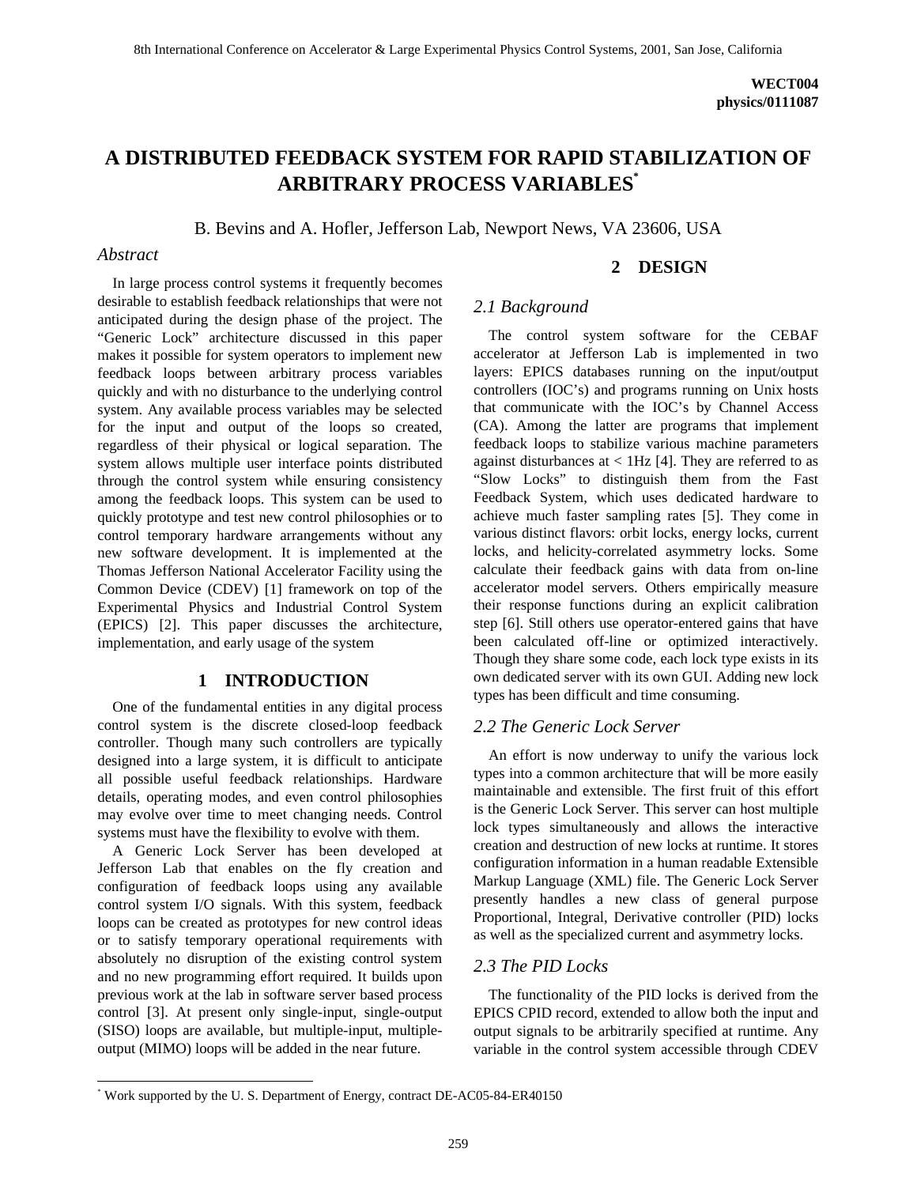**WECT004**
**physics/0111087**

# A DISTRIBUTED FEEDBACK SYSTEM FOR RAPID STABILIZATION OF ARBITRARY PROCESS VARIABLES*

B. Bevins and A. Hofler, Jefferson Lab, Newport News, VA 23606, USA

### *Abstract*

In large process control systems it frequently becomes desirable to establish feedback relationships that were not anticipated during the design phase of the project. The "Generic Lock" architecture discussed in this paper makes it possible for system operators to implement new feedback loops between arbitrary process variables quickly and with no disturbance to the underlying control system. Any available process variables may be selected for the input and output of the loops so created, regardless of their physical or logical separation. The system allows multiple user interface points distributed through the control system while ensuring consistency among the feedback loops. This system can be used to quickly prototype and test new control philosophies or to control temporary hardware arrangements without any new software development. It is implemented at the Thomas Jefferson National Accelerator Facility using the Common Device (CDEV) [1] framework on top of the Experimental Physics and Industrial Control System (EPICS) [2]. This paper discusses the architecture, implementation, and early usage of the system

## 1 INTRODUCTION

One of the fundamental entities in any digital process control system is the discrete closed-loop feedback controller. Though many such controllers are typically designed into a large system, it is difficult to anticipate all possible useful feedback relationships. Hardware details, operating modes, and even control philosophies may evolve over time to meet changing needs. Control systems must have the flexibility to evolve with them.

A Generic Lock Server has been developed at Jefferson Lab that enables on the fly creation and configuration of feedback loops using any available control system I/O signals. With this system, feedback loops can be created as prototypes for new control ideas or to satisfy temporary operational requirements with absolutely no disruption of the existing control system and no new programming effort required. It builds upon previous work at the lab in software server based process control [3]. At present only single-input, single-output (SISO) loops are available, but multiple-input, multiple-output (MIMO) loops will be added in the near future.

## 2 DESIGN

### *2.1 Background*

The control system software for the CEBAF accelerator at Jefferson Lab is implemented in two layers: EPICS databases running on the input/output controllers (IOC's) and programs running on Unix hosts that communicate with the IOC's by Channel Access (CA). Among the latter are programs that implement feedback loops to stabilize various machine parameters against disturbances at < 1Hz [4]. They are referred to as "Slow Locks" to distinguish them from the Fast Feedback System, which uses dedicated hardware to achieve much faster sampling rates [5]. They come in various distinct flavors: orbit locks, energy locks, current locks, and helicity-correlated asymmetry locks. Some calculate their feedback gains with data from on-line accelerator model servers. Others empirically measure their response functions during an explicit calibration step [6]. Still others use operator-entered gains that have been calculated off-line or optimized interactively. Though they share some code, each lock type exists in its own dedicated server with its own GUI. Adding new lock types has been difficult and time consuming.

### *2.2 The Generic Lock Server*

An effort is now underway to unify the various lock types into a common architecture that will be more easily maintainable and extensible. The first fruit of this effort is the Generic Lock Server. This server can host multiple lock types simultaneously and allows the interactive creation and destruction of new locks at runtime. It stores configuration information in a human readable Extensible Markup Language (XML) file. The Generic Lock Server presently handles a new class of general purpose Proportional, Integral, Derivative controller (PID) locks as well as the specialized current and asymmetry locks.

### *2.3 The PID Locks*

The functionality of the PID locks is derived from the EPICS CPID record, extended to allow both the input and output signals to be arbitrarily specified at runtime. Any variable in the control system accessible through CDEV

* Work supported by the U. S. Department of Energy, contract DE-AC05-84-ER40150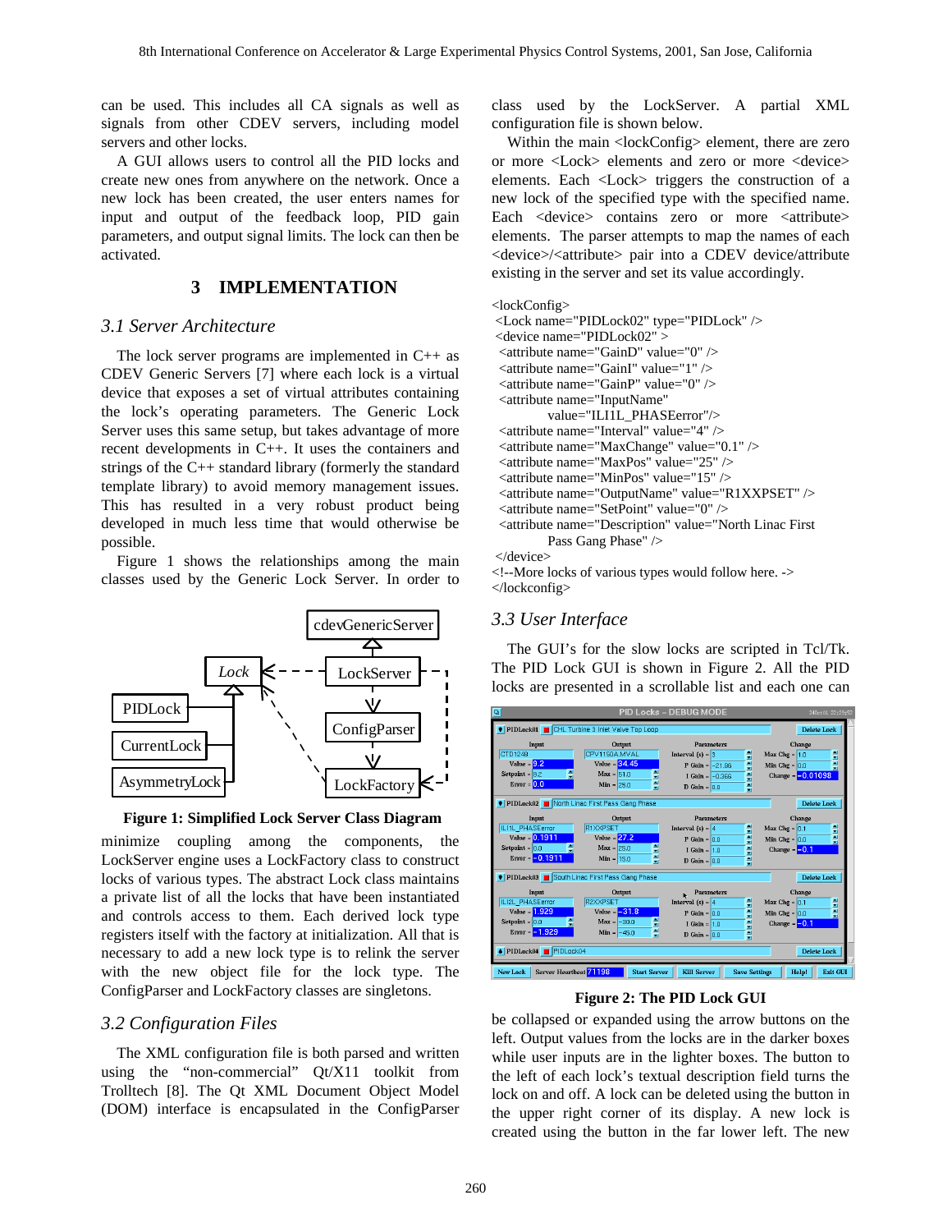can be used. This includes all CA signals as well as signals from other CDEV servers, including model servers and other locks.

A GUI allows users to control all the PID locks and create new ones from anywhere on the network. Once a new lock has been created, the user enters names for input and output of the feedback loop, PID gain parameters, and output signal limits. The lock can then be activated.

## 3 IMPLEMENTATION

### 3.1 Server Architecture

The lock server programs are implemented in C++ as CDEV Generic Servers [7] where each lock is a virtual device that exposes a set of virtual attributes containing the lock's operating parameters. The Generic Lock Server uses this same setup, but takes advantage of more recent developments in C++. It uses the containers and strings of the C++ standard library (formerly the standard template library) to avoid memory management issues. This has resulted in a very robust product being developed in much less time that would otherwise be possible.

Figure 1 shows the relationships among the main classes used by the Generic Lock Server. In order to minimize coupling among the components, the LockServer engine uses a LockFactory class to construct locks of various types. The abstract Lock class maintains a private list of all the locks that have been instantiated and controls access to them. Each derived lock type registers itself with the factory at initialization. All that is necessary to add a new lock type is to relink the server with the new object file for the lock type. The ConfigParser and LockFactory classes are singletons.

**Figure 1: Simplified Lock Server Class Diagram**

### 3.2 Configuration Files

The XML configuration file is both parsed and written using the "non-commercial" Qt/X11 toolkit from Trolltech [8]. The Qt XML Document Object Model (DOM) interface is encapsulated in the ConfigParser class used by the LockServer. A partial XML configuration file is shown below.

Within the main <lockConfig> element, there are zero or more <Lock> elements and zero or more <device> elements. Each <Lock> triggers the construction of a new lock of the specified type with the specified name. Each <device> contains zero or more <attribute> elements. The parser attempts to map the names of each <device>/<attribute> pair into a CDEV device/attribute existing in the server and set its value accordingly.

```
<lockConfig>
 <Lock name="PIDLock02" type="PIDLock" />
 <device name="PIDLock02" >
  <attribute name="GainD" value="0" />
  <attribute name="GainI" value="1" />
  <attribute name="GainP" value="0" />
  <attribute name="InputName"
          value="ILI1L_PHASEerror"/>
  <attribute name="Interval" value="4" />
  <attribute name="MaxChange" value="0.1" />
  <attribute name="MaxPos" value="25" />
  <attribute name="MinPos" value="15" />
  <attribute name="OutputName" value="R1XXPSET" />
  <attribute name="SetPoint" value="0" />
  <attribute name="Description" value="North Linac First
          Pass Gang Phase" />
 </device>
<!--More locks of various types would follow here. ->
</lockconfig>
```

### 3.3 User Interface

The GUI's for the slow locks are scripted in Tcl/Tk. The PID Lock GUI is shown in Figure 2. All the PID locks are presented in a scrollable list and each one can be collapsed or expanded using the arrow buttons on the left. Output values from the locks are in the darker boxes while user inputs are in the lighter boxes. The button to the left of each lock's textual description field turns the lock on and off. A lock can be deleted using the button in the upper right corner of its display. A new lock is created using the button in the far lower left. The new

**Figure 2: The PID Lock GUI**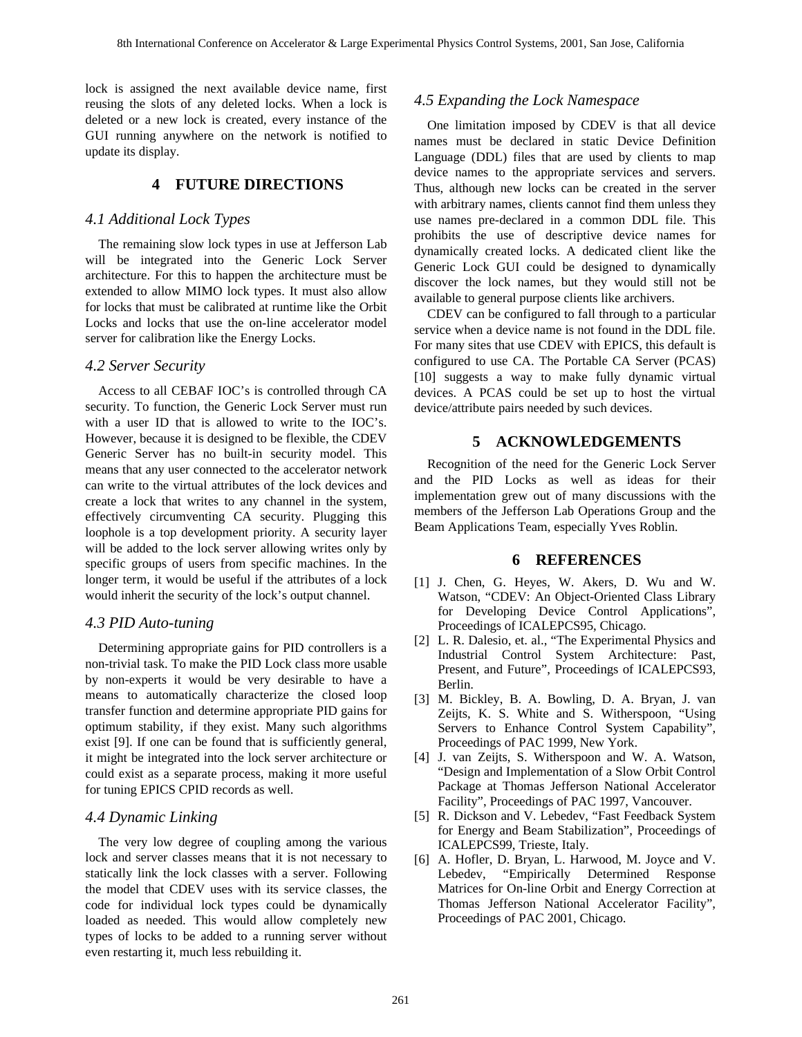lock is assigned the next available device name, first reusing the slots of any deleted locks. When a lock is deleted or a new lock is created, every instance of the GUI running anywhere on the network is notified to update its display.

## 4 FUTURE DIRECTIONS

### *4.1 Additional Lock Types*

The remaining slow lock types in use at Jefferson Lab will be integrated into the Generic Lock Server architecture. For this to happen the architecture must be extended to allow MIMO lock types. It must also allow for locks that must be calibrated at runtime like the Orbit Locks and locks that use the on-line accelerator model server for calibration like the Energy Locks.

### *4.2 Server Security*

Access to all CEBAF IOC's is controlled through CA security. To function, the Generic Lock Server must run with a user ID that is allowed to write to the IOC's. However, because it is designed to be flexible, the CDEV Generic Server has no built-in security model. This means that any user connected to the accelerator network can write to the virtual attributes of the lock devices and create a lock that writes to any channel in the system, effectively circumventing CA security. Plugging this loophole is a top development priority. A security layer will be added to the lock server allowing writes only by specific groups of users from specific machines. In the longer term, it would be useful if the attributes of a lock would inherit the security of the lock's output channel.

### *4.3 PID Auto-tuning*

Determining appropriate gains for PID controllers is a non-trivial task. To make the PID Lock class more usable by non-experts it would be very desirable to have a means to automatically characterize the closed loop transfer function and determine appropriate PID gains for optimum stability, if they exist. Many such algorithms exist [9]. If one can be found that is sufficiently general, it might be integrated into the lock server architecture or could exist as a separate process, making it more useful for tuning EPICS CPID records as well.

### *4.4 Dynamic Linking*

The very low degree of coupling among the various lock and server classes means that it is not necessary to statically link the lock classes with a server. Following the model that CDEV uses with its service classes, the code for individual lock types could be dynamically loaded as needed. This would allow completely new types of locks to be added to a running server without even restarting it, much less rebuilding it.

### *4.5 Expanding the Lock Namespace*

One limitation imposed by CDEV is that all device names must be declared in static Device Definition Language (DDL) files that are used by clients to map device names to the appropriate services and servers. Thus, although new locks can be created in the server with arbitrary names, clients cannot find them unless they use names pre-declared in a common DDL file. This prohibits the use of descriptive device names for dynamically created locks. A dedicated client like the Generic Lock GUI could be designed to dynamically discover the lock names, but they would still not be available to general purpose clients like archivers.

CDEV can be configured to fall through to a particular service when a device name is not found in the DDL file. For many sites that use CDEV with EPICS, this default is configured to use CA. The Portable CA Server (PCAS) [10] suggests a way to make fully dynamic virtual devices. A PCAS could be set up to host the virtual device/attribute pairs needed by such devices.

## 5 ACKNOWLEDGEMENTS

Recognition of the need for the Generic Lock Server and the PID Locks as well as ideas for their implementation grew out of many discussions with the members of the Jefferson Lab Operations Group and the Beam Applications Team, especially Yves Roblin.

## 6 REFERENCES

[1] J. Chen, G. Heyes, W. Akers, D. Wu and W. Watson, "CDEV: An Object-Oriented Class Library for Developing Device Control Applications", Proceedings of ICALEPCS95, Chicago.

[2] L. R. Dalesio, et. al., "The Experimental Physics and Industrial Control System Architecture: Past, Present, and Future", Proceedings of ICALEPCS93, Berlin.

[3] M. Bickley, B. A. Bowling, D. A. Bryan, J. van Zeijts, K. S. White and S. Witherspoon, "Using Servers to Enhance Control System Capability", Proceedings of PAC 1999, New York.

[4] J. van Zeijts, S. Witherspoon and W. A. Watson, "Design and Implementation of a Slow Orbit Control Package at Thomas Jefferson National Accelerator Facility", Proceedings of PAC 1997, Vancouver.

[5] R. Dickson and V. Lebedev, "Fast Feedback System for Energy and Beam Stabilization", Proceedings of ICALEPCS99, Trieste, Italy.

[6] A. Hofler, D. Bryan, L. Harwood, M. Joyce and V. Lebedev, "Empirically Determined Response Matrices for On-line Orbit and Energy Correction at Thomas Jefferson National Accelerator Facility", Proceedings of PAC 2001, Chicago.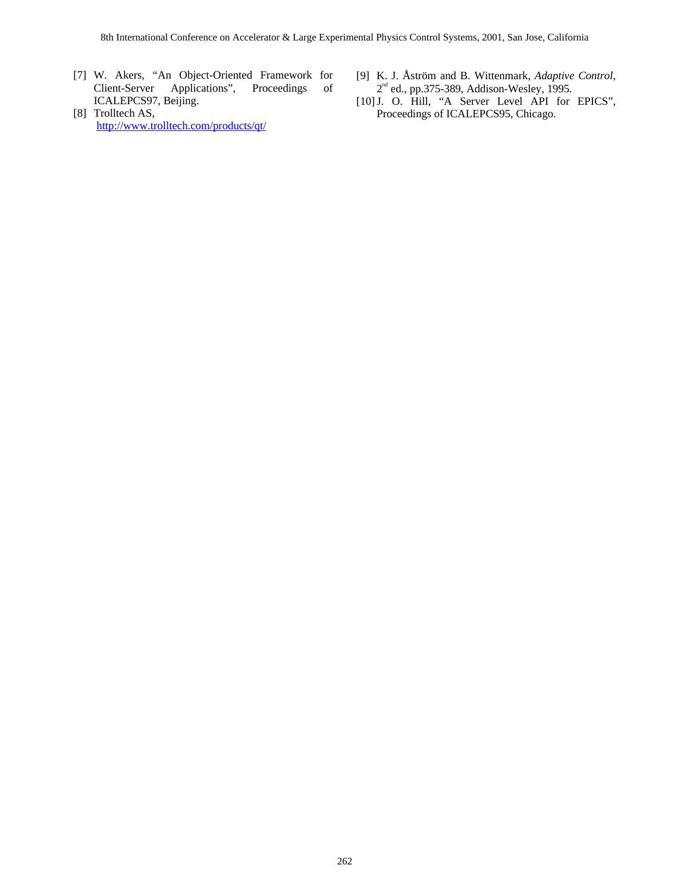[7] W. Akers, "An Object-Oriented Framework for Client-Server Applications", Proceedings of ICALEPCS97, Beijing.

[8] Trolltech AS, http://www.trolltech.com/products/qt/

[9] K. J. Åström and B. Wittenmark, *Adaptive Control*, 2nd ed., pp.375-389, Addison-Wesley, 1995.

[10] J. O. Hill, "A Server Level API for EPICS", Proceedings of ICALEPCS95, Chicago.